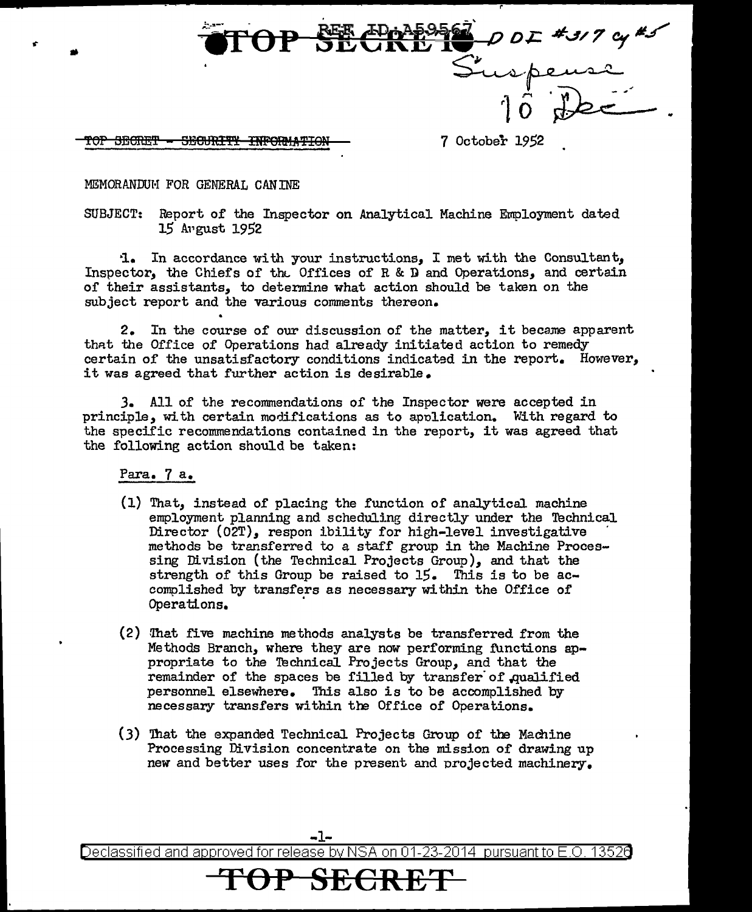TOP SECRET REF ID:A59567 DDE #317 cy #5
Suspense
10 Dec

~~TOP SECRET - SECURITY INFORMATION~~

7 October 1952

MEMORANDUM FOR GENERAL CANINE

SUBJECT: Report of the Inspector on Analytical Machine Employment dated 15 August 1952

1. In accordance with your instructions, I met with the Consultant, Inspector, the Chiefs of the Offices of R & D and Operations, and certain of their assistants, to determine what action should be taken on the subject report and the various comments thereon.

2. In the course of our discussion of the matter, it became apparent that the Office of Operations had already initiated action to remedy certain of the unsatisfactory conditions indicated in the report. However, it was agreed that further action is desirable.

3. All of the recommendations of the Inspector were accepted in principle, with certain modifications as to application. With regard to the specific recommendations contained in the report, it was agreed that the following action should be taken:

Para. 7 a.

(1) That, instead of placing the function of analytical machine employment planning and scheduling directly under the Technical Director (02T), respon ibility for high-level investigative methods be transferred to a staff group in the Machine Processing Division (the Technical Projects Group), and that the strength of this Group be raised to 15. This is to be accomplished by transfers as necessary within the Office of Operations.

(2) That five machine methods analysts be transferred from the Methods Branch, where they are now performing functions appropriate to the Technical Projects Group, and that the remainder of the spaces be filled by transfer of qualified personnel elsewhere. This also is to be accomplished by necessary transfers within the Office of Operations.

(3) That the expanded Technical Projects Group of the Machine Processing Division concentrate on the mission of drawing up new and better uses for the present and projected machinery.

Declassified and approved for release by NSA on 01-23-2014 pursuant to E.O. 13526

**TOP SECRET**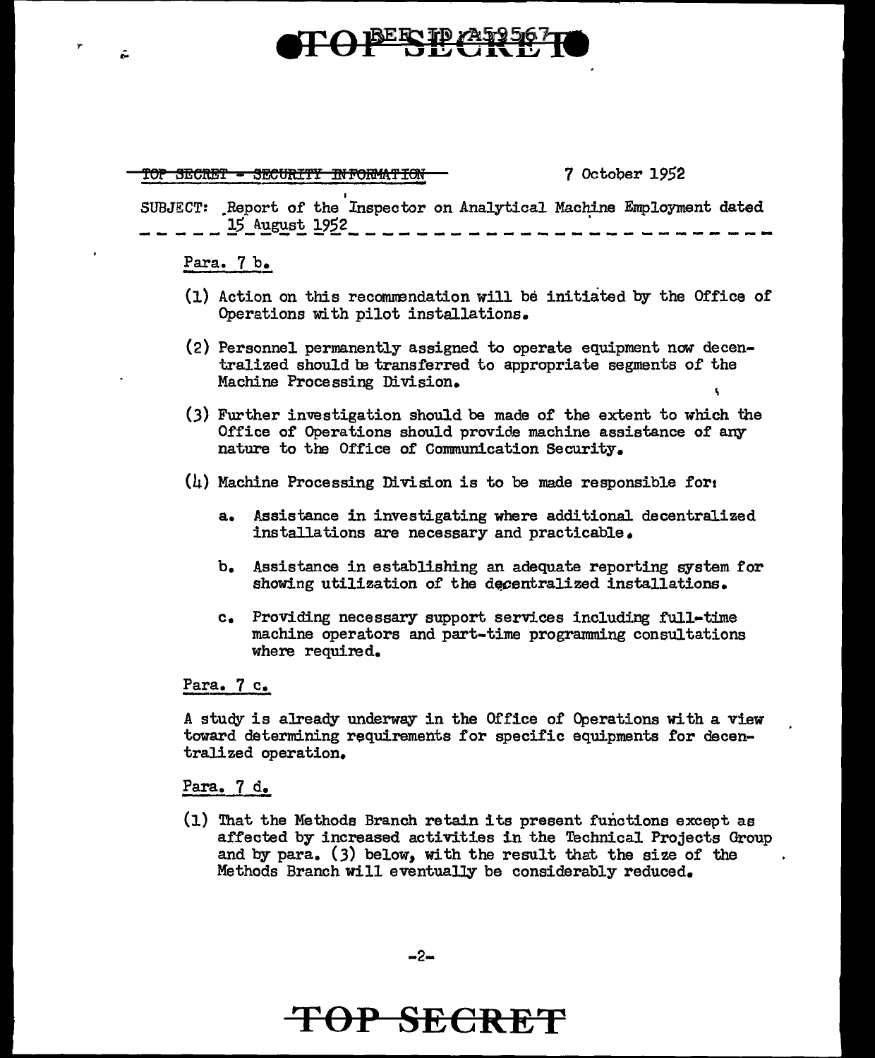~~TOP SECRET - SECURITY INFORMATION~~ 7 October 1952

SUBJECT: Report of the Inspector on Analytical Machine Employment dated 15 August 1952

Para. 7 b.

(1) Action on this recommendation will be initiated by the Office of Operations with pilot installations.

(2) Personnel permanently assigned to operate equipment now decentralized should be transferred to appropriate segments of the Machine Processing Division.

(3) Further investigation should be made of the extent to which the Office of Operations should provide machine assistance of any nature to the Office of Communication Security.

(4) Machine Processing Division is to be made responsible for:

a. Assistance in investigating where additional decentralized installations are necessary and practicable.

b. Assistance in establishing an adequate reporting system for showing utilization of the decentralized installations.

c. Providing necessary support services including full-time machine operators and part-time programming consultations where required.

Para. 7 c.

A study is already underway in the Office of Operations with a view toward determining requirements for specific equipments for decentralized operation.

Para. 7 d.

(1) That the Methods Branch retain its present functions except as affected by increased activities in the Technical Projects Group and by para. (3) below, with the result that the size of the Methods Branch will eventually be considerably reduced.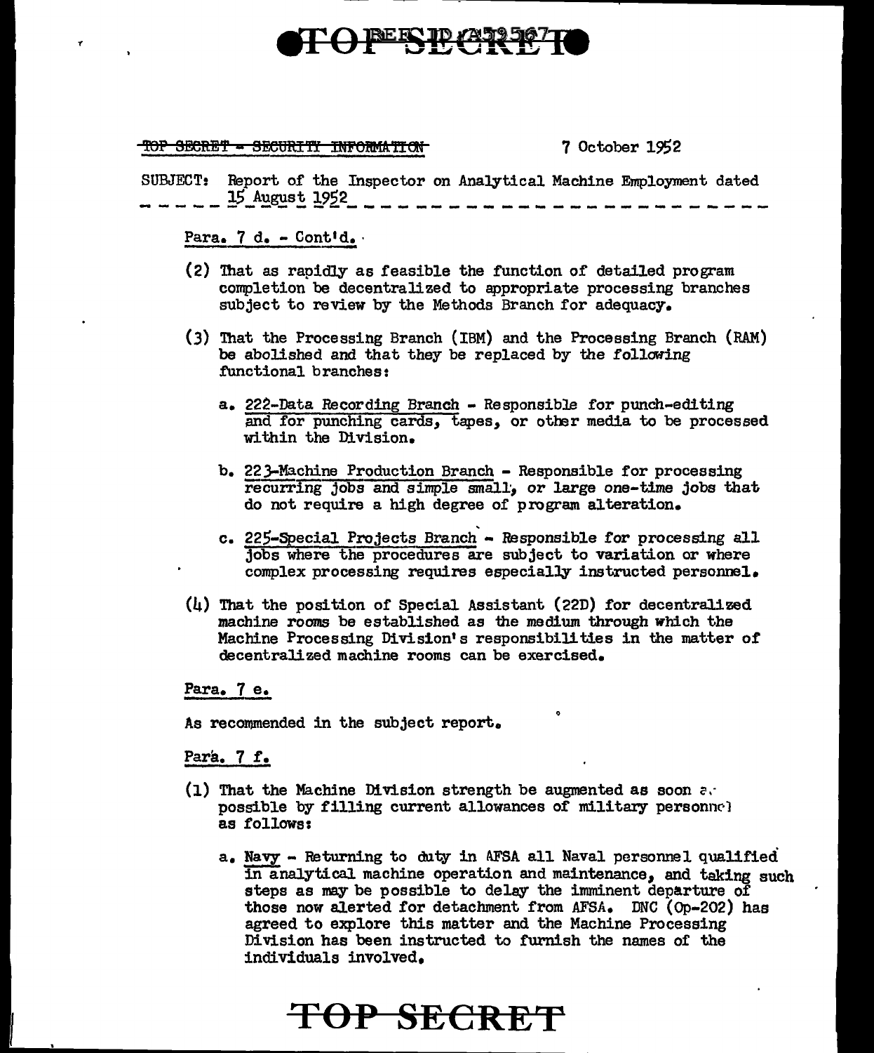TOP SECRET - SECURITY INFORMATION

7 October 1952

SUBJECT: Report of the Inspector on Analytical Machine Employment dated 15 August 1952

Para. 7 d. - Cont'd.

(2) That as rapidly as feasible the function of detailed program completion be decentralized to appropriate processing branches subject to review by the Methods Branch for adequacy.

(3) That the Processing Branch (IBM) and the Processing Branch (RAM) be abolished and that they be replaced by the following functional branches:

a. 222-Data Recording Branch - Responsible for punch-editing and for punching cards, tapes, or other media to be processed within the Division.

b. 223-Machine Production Branch - Responsible for processing recurring jobs and simple small, or large one-time jobs that do not require a high degree of program alteration.

c. 225-Special Projects Branch - Responsible for processing all jobs where the procedures are subject to variation or where complex processing requires especially instructed personnel.

(4) That the position of Special Assistant (22D) for decentralized machine rooms be established as the medium through which the Machine Processing Division's responsibilities in the matter of decentralized machine rooms can be exercised.

Para. 7 e.

As recommended in the subject report.

Para. 7 f.

(1) That the Machine Division strength be augmented as soon as possible by filling current allowances of military personnel as follows:

a. Navy - Returning to duty in AFSA all Naval personnel qualified in analytical machine operation and maintenance, and taking such steps as may be possible to delay the imminent departure of those now alerted for detachment from AFSA. DNC (Op-202) has agreed to explore this matter and the Machine Processing Division has been instructed to furnish the names of the individuals involved.

TOP SECRET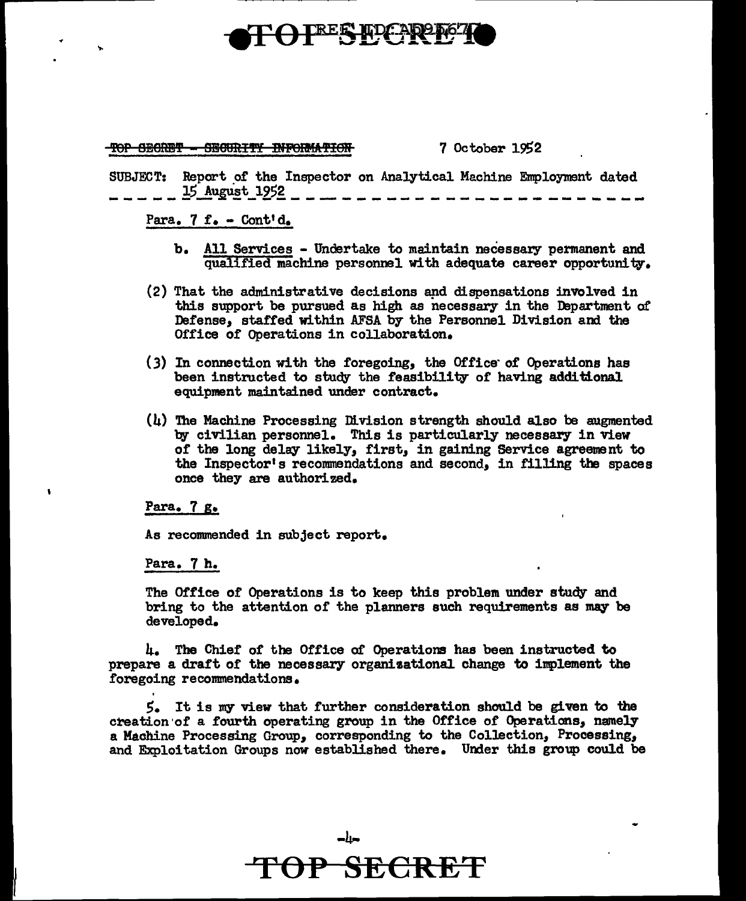~~TOP SECRET - SECURITY INFORMATION~~ 7 October 1952

SUBJECT: Report of the Inspector on Analytical Machine Employment dated 15 August 1952

Para. 7 f. - Cont'd.

b. All Services - Undertake to maintain necessary permanent and qualified machine personnel with adequate career opportunity.

(2) That the administrative decisions and dispensations involved in this support be pursued as high as necessary in the Department of Defense, staffed within AFSA by the Personnel Division and the Office of Operations in collaboration.

(3) In connection with the foregoing, the Office of Operations has been instructed to study the feasibility of having additional equipment maintained under contract.

(4) The Machine Processing Division strength should also be augmented by civilian personnel. This is particularly necessary in view of the long delay likely, first, in gaining Service agreement to the Inspector's recommendations and second, in filling the spaces once they are authorized.

Para. 7 g.

As recommended in subject report.

Para. 7 h.

The Office of Operations is to keep this problem under study and bring to the attention of the planners such requirements as may be developed.

4. The Chief of the Office of Operations has been instructed to prepare a draft of the necessary organizational change to implement the foregoing recommendations.

5. It is my view that further consideration should be given to the creation of a fourth operating group in the Office of Operations, namely a Machine Processing Group, corresponding to the Collection, Processing, and Exploitation Groups now established there. Under this group could be

**TOP SECRET**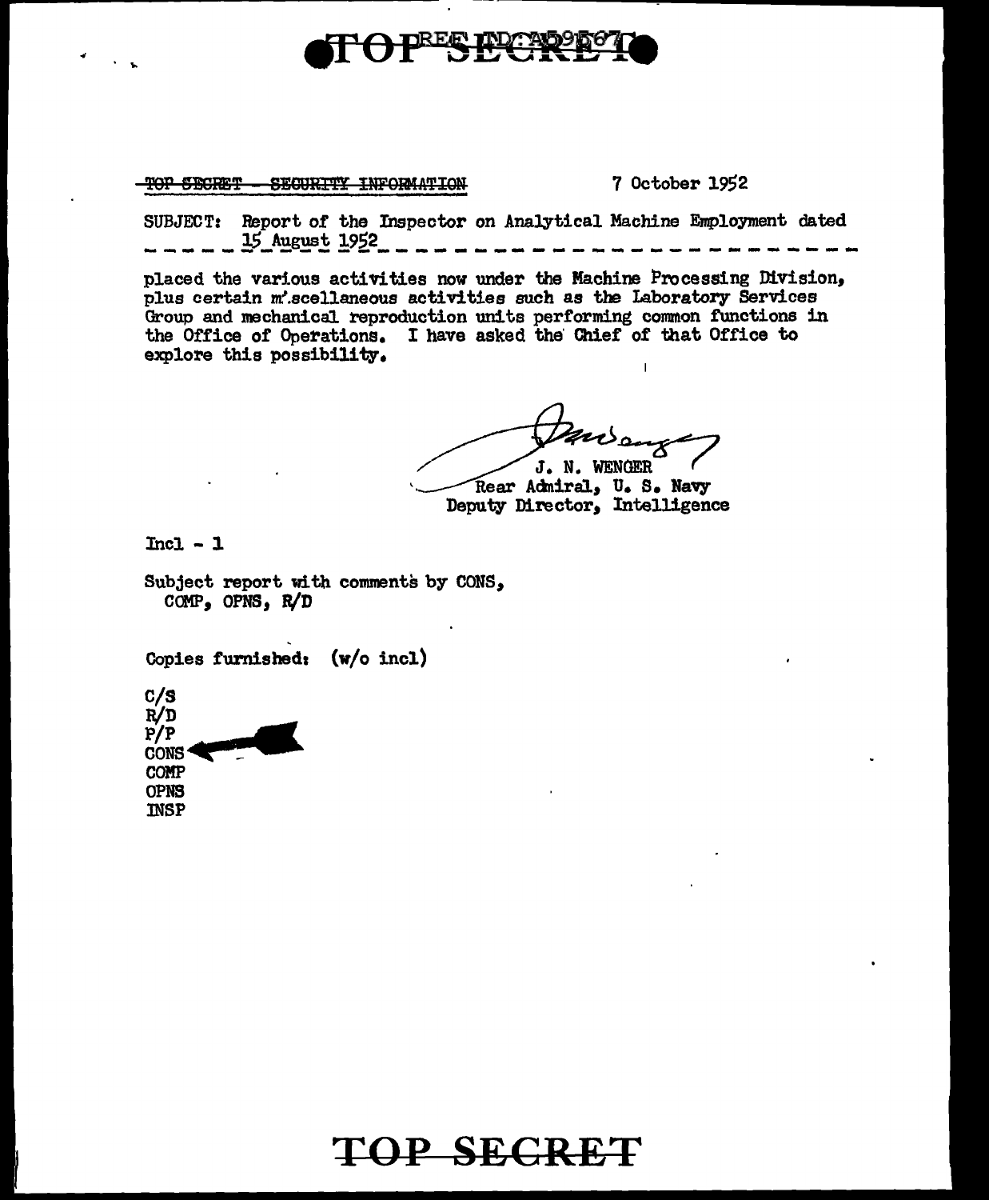TOP SECRET - SECURITY INFORMATION

7 October 1952

SUBJECT: Report of the Inspector on Analytical Machine Employment dated 15 August 1952

placed the various activities now under the Machine Processing Division, plus certain miscellaneous activities such as the Laboratory Services Group and mechanical reproduction units performing common functions in the Office of Operations. I have asked the Chief of that Office to explore this possibility.

J. N. WENGER
Rear Admiral, U. S. Navy
Deputy Director, Intelligence

Incl - 1

Subject report with comments by CONS, COMP, OPNS, R/D

Copies furnished: (w/o incl)

C/S
R/D
P/P
CONS
COMP
OPNS
INSP

**TOP SECRET**